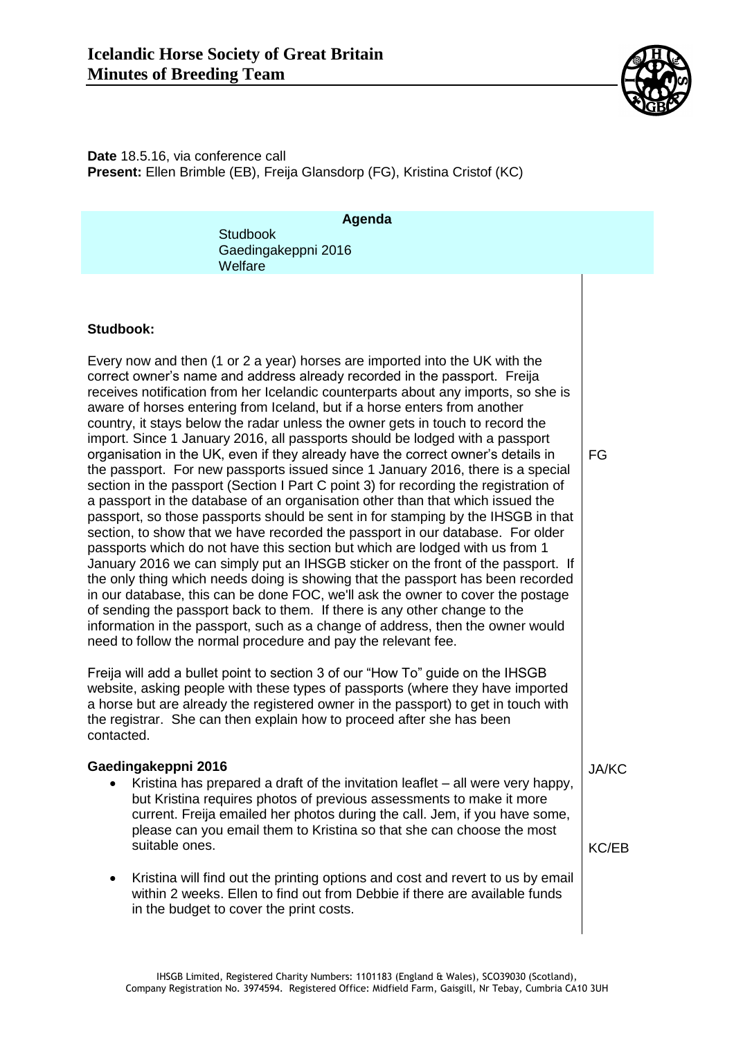# Icelandic Horse Society of Great Britain
## Minutes of Breeding Team

**Date** 18.5.16, via conference call
**Present:** Ellen Brimble (EB), Freija Glansdorp (FG), Kristina Cristof (KC)

**Agenda**

Studbook
Gaedingakeppni 2016
Welfare

### Studbook:

Every now and then (1 or 2 a year) horses are imported into the UK with the correct owner's name and address already recorded in the passport. Freija receives notification from her Icelandic counterparts about any imports, so she is aware of horses entering from Iceland, but if a horse enters from another country, it stays below the radar unless the owner gets in touch to record the import. Since 1 January 2016, all passports should be lodged with a passport organisation in the UK, even if they already have the correct owner's details in the passport. For new passports issued since 1 January 2016, there is a special section in the passport (Section I Part C point 3) for recording the registration of a passport in the database of an organisation other than that which issued the passport, so those passports should be sent in for stamping by the IHSGB in that section, to show that we have recorded the passport in our database. For older passports which do not have this section but which are lodged with us from 1 January 2016 we can simply put an IHSGB sticker on the front of the passport. If the only thing which needs doing is showing that the passport has been recorded in our database, this can be done FOC, we'll ask the owner to cover the postage of sending the passport back to them. If there is any other change to the information in the passport, such as a change of address, then the owner would need to follow the normal procedure and pay the relevant fee. **FG**

Freija will add a bullet point to section 3 of our "How To" guide on the IHSGB website, asking people with these types of passports (where they have imported a horse but are already the registered owner in the passport) to get in touch with the registrar. She can then explain how to proceed after she has been contacted.

### Gaedingakeppni 2016

- Kristina has prepared a draft of the invitation leaflet – all were very happy, but Kristina requires photos of previous assessments to make it more current. Freija emailed her photos during the call. Jem, if you have some, please can you email them to Kristina so that she can choose the most suitable ones. **JA/KC**
- Kristina will find out the printing options and cost and revert to us by email within 2 weeks. Ellen to find out from Debbie if there are available funds in the budget to cover the print costs. **KC/EB**

IHSGB Limited, Registered Charity Numbers: 1101183 (England & Wales), SCO39030 (Scotland), Company Registration No. 3974594. Registered Office: Midfield Farm, Gaisgill, Nr Tebay, Cumbria CA10 3UH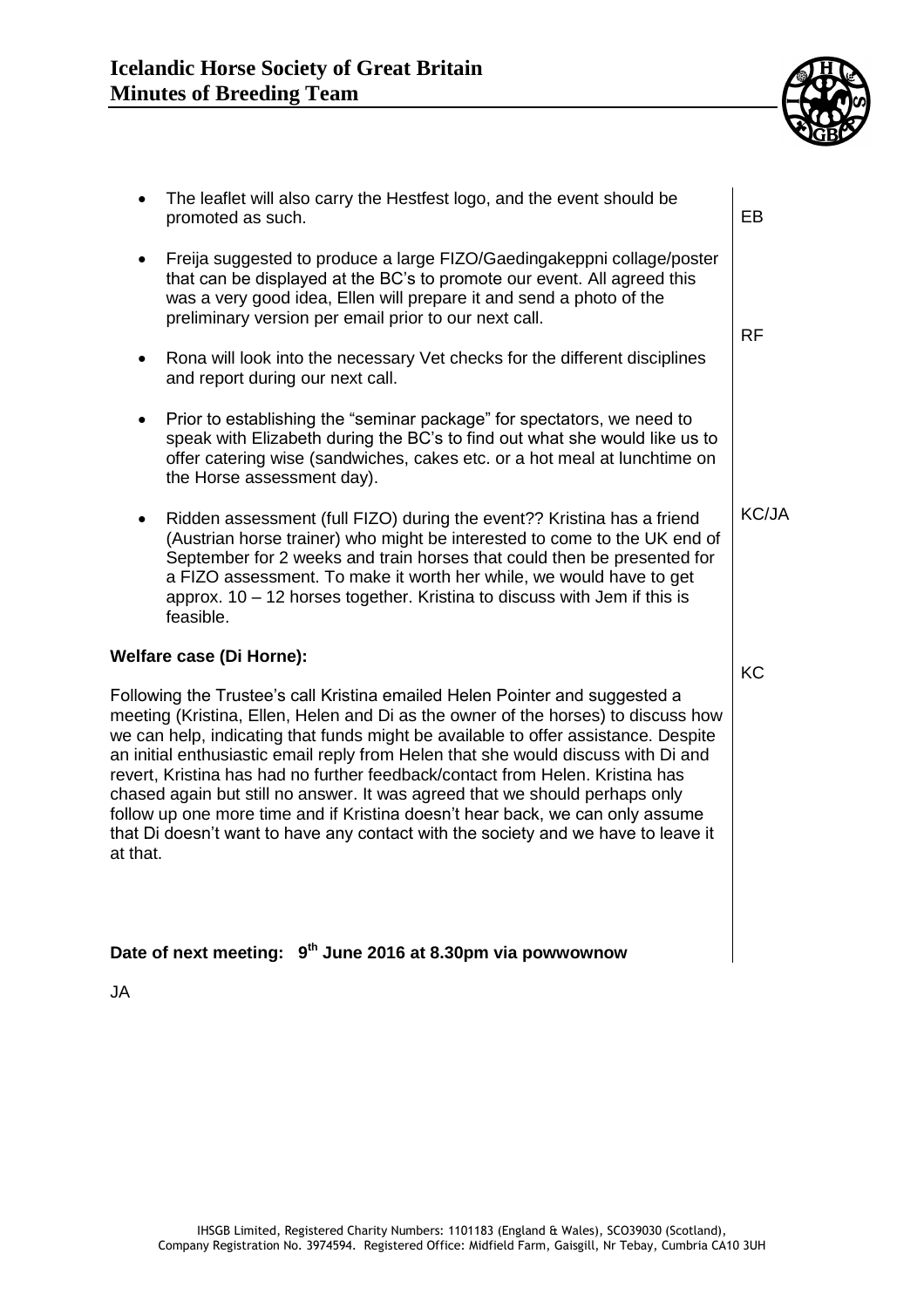- The leaflet will also carry the Hestfest logo, and the event should be promoted as such. — EB
- Freija suggested to produce a large FIZO/Gaedingakeppni collage/poster that can be displayed at the BC's to promote our event. All agreed this was a very good idea, Ellen will prepare it and send a photo of the preliminary version per email prior to our next call. — RF
- Rona will look into the necessary Vet checks for the different disciplines and report during our next call.
- Prior to establishing the "seminar package" for spectators, we need to speak with Elizabeth during the BC's to find out what she would like us to offer catering wise (sandwiches, cakes etc. or a hot meal at lunchtime on the Horse assessment day).
- Ridden assessment (full FIZO) during the event?? Kristina has a friend (Austrian horse trainer) who might be interested to come to the UK end of September for 2 weeks and train horses that could then be presented for a FIZO assessment. To make it worth her while, we would have to get approx. 10 – 12 horses together. Kristina to discuss with Jem if this is feasible. — KC/JA

**Welfare case (Di Horne):** — KC

Following the Trustee's call Kristina emailed Helen Pointer and suggested a meeting (Kristina, Ellen, Helen and Di as the owner of the horses) to discuss how we can help, indicating that funds might be available to offer assistance. Despite an initial enthusiastic email reply from Helen that she would discuss with Di and revert, Kristina has had no further feedback/contact from Helen. Kristina has chased again but still no answer. It was agreed that we should perhaps only follow up one more time and if Kristina doesn't hear back, we can only assume that Di doesn't want to have any contact with the society and we have to leave it at that.

**Date of next meeting: 9th June 2016 at 8.30pm via powwownow**

JA

IHSGB Limited, Registered Charity Numbers: 1101183 (England & Wales), SCO39030 (Scotland), Company Registration No. 3974594. Registered Office: Midfield Farm, Gaisgill, Nr Tebay, Cumbria CA10 3UH